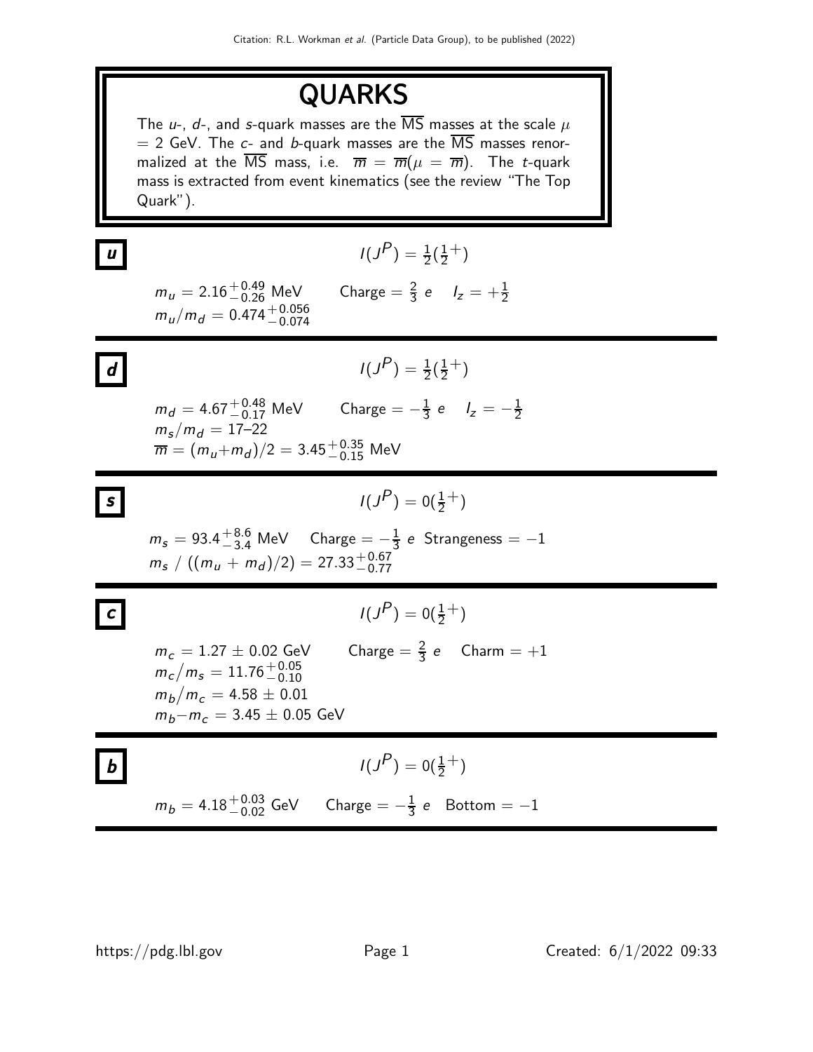# QUARKS

The $u$-, $d$-, and $s$-quark masses are the $\overline{\text{MS}}$ masses at the scale $\mu = 2$ GeV. The $c$- and $b$-quark masses are the $\overline{\text{MS}}$ masses renormalized at the $\overline{\text{MS}}$ mass, i.e. $\overline{m} = \overline{m}(\mu = \overline{m})$. The $t$-quark mass is extracted from event kinematics (see the review "The Top Quark").

## *u*

$I(J^P) = \frac{1}{2}(\frac{1}{2}^+)$

$m_u = 2.16^{+0.49}_{-0.26}$ MeV    Charge $= \frac{2}{3}\ e$    $I_z = +\frac{1}{2}$

$m_u/m_d = 0.474^{+0.056}_{-0.074}$

## *d*

$I(J^P) = \frac{1}{2}(\frac{1}{2}^+)$

$m_d = 4.67^{+0.48}_{-0.17}$ MeV    Charge $= -\frac{1}{3}\ e$    $I_z = -\frac{1}{2}$

$m_s/m_d =$ 17–22

$\overline{m} = (m_u + m_d)/2 = 3.45^{+0.35}_{-0.15}$ MeV

## *s*

$I(J^P) = 0(\frac{1}{2}^+)$

$m_s = 93.4^{+8.6}_{-3.4}$ MeV    Charge $= -\frac{1}{3}\ e$    Strangeness $= -1$

$m_s\ /\ ((m_u + m_d)/2) = 27.33^{+0.67}_{-0.77}$

## *c*

$I(J^P) = 0(\frac{1}{2}^+)$

$m_c = 1.27 \pm 0.02$ GeV    Charge $= \frac{2}{3}\ e$    Charm $= +1$

$m_c/m_s = 11.76^{+0.05}_{-0.10}$

$m_b/m_c = 4.58 \pm 0.01$

$m_b - m_c = 3.45 \pm 0.05$ GeV

## *b*

$I(J^P) = 0(\frac{1}{2}^+)$

$m_b = 4.18^{+0.03}_{-0.02}$ GeV    Charge $= -\frac{1}{3}\ e$    Bottom $= -1$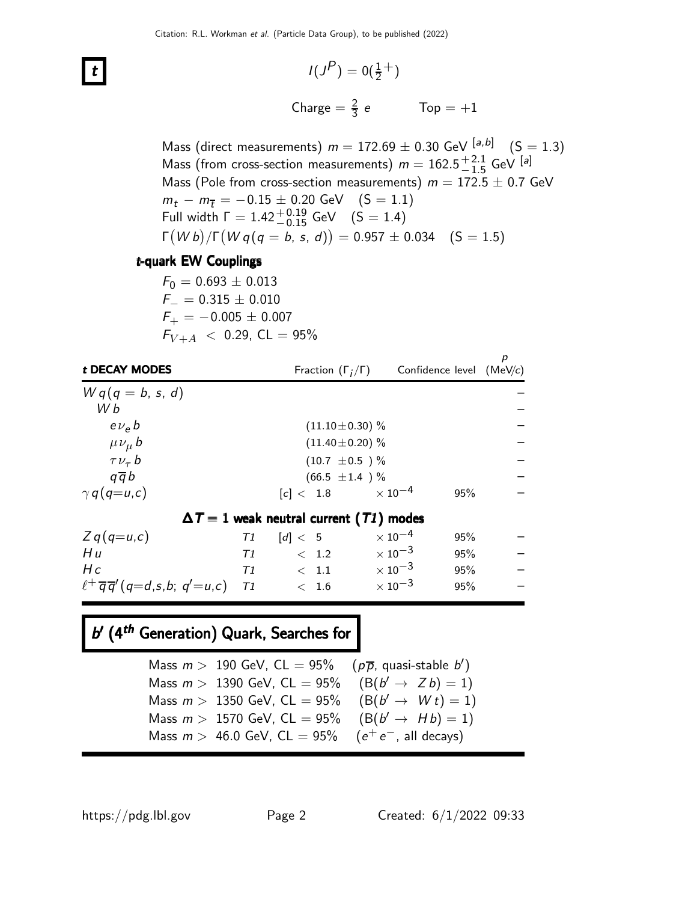# t

$I(J^P) = 0(\frac{1}{2}^+)$

Charge $= \frac{2}{3}\ e$ Top $= +1$

Mass (direct measurements) $m = 172.69 \pm 0.30$ GeV [a,b] (S = 1.3)
Mass (from cross-section measurements) $m = 162.5^{+2.1}_{-1.5}$ GeV [a]
Mass (Pole from cross-section measurements) $m = 172.5 \pm 0.7$ GeV
$m_t - m_{\overline{t}} = -0.15 \pm 0.20$ GeV (S = 1.1)
Full width $\Gamma = 1.42^{+0.19}_{-0.15}$ GeV (S = 1.4)
$\Gamma(W b)/\Gamma(W q(q = b,\ s,\ d)) = 0.957 \pm 0.034$ (S = 1.5)

### t-quark EW Couplings

$F_0 = 0.693 \pm 0.013$
$F_- = 0.315 \pm 0.010$
$F_+ = -0.005 \pm 0.007$
$F_{V+A} < 0.29$, CL = 95%

| t DECAY MODES | | Fraction ($\Gamma_i/\Gamma$) | Confidence level | $p$ (MeV/$c$) |
|---|---|---|---|---|
| $W q(q = b,\ s,\ d)$ | | | | – |
| $W b$ | | | | – |
| $e \nu_e b$ | | $(11.10 \pm 0.30)$ % | | – |
| $\mu \nu_\mu b$ | | $(11.40 \pm 0.20)$ % | | – |
| $\tau \nu_\tau b$ | | $(10.7 \pm 0.5)$ % | | – |
| $q \overline{q} b$ | | $(66.5 \pm 1.4)$ % | | – |
| $\gamma q(q{=}u,c)$ | | [c] $< 1.8 \times 10^{-4}$ | 95% | – |
| **$\Delta T = 1$ weak neutral current ($T1$) modes** | | | | |
| $Z q(q{=}u,c)$ | $T1$ | [d] $< 5 \times 10^{-4}$ | 95% | – |
| $H u$ | $T1$ | $< 1.2 \times 10^{-3}$ | 95% | – |
| $H c$ | $T1$ | $< 1.1 \times 10^{-3}$ | 95% | – |
| $\ell^+ \overline{q} \overline{q}'(q{=}d,s,b;\ q'{=}u,c)$ | $T1$ | $< 1.6 \times 10^{-3}$ | 95% | – |

# $b'$ ($4^{th}$ Generation) Quark, Searches for

Mass $m > 190$ GeV, CL = 95% ($p\overline{p}$, quasi-stable $b'$)
Mass $m > 1390$ GeV, CL = 95% ($B(b' \to Z b) = 1$)
Mass $m > 1350$ GeV, CL = 95% ($B(b' \to W t) = 1$)
Mass $m > 1570$ GeV, CL = 95% ($B(b' \to H b) = 1$)
Mass $m > 46.0$ GeV, CL = 95% ($e^+ e^-$, all decays)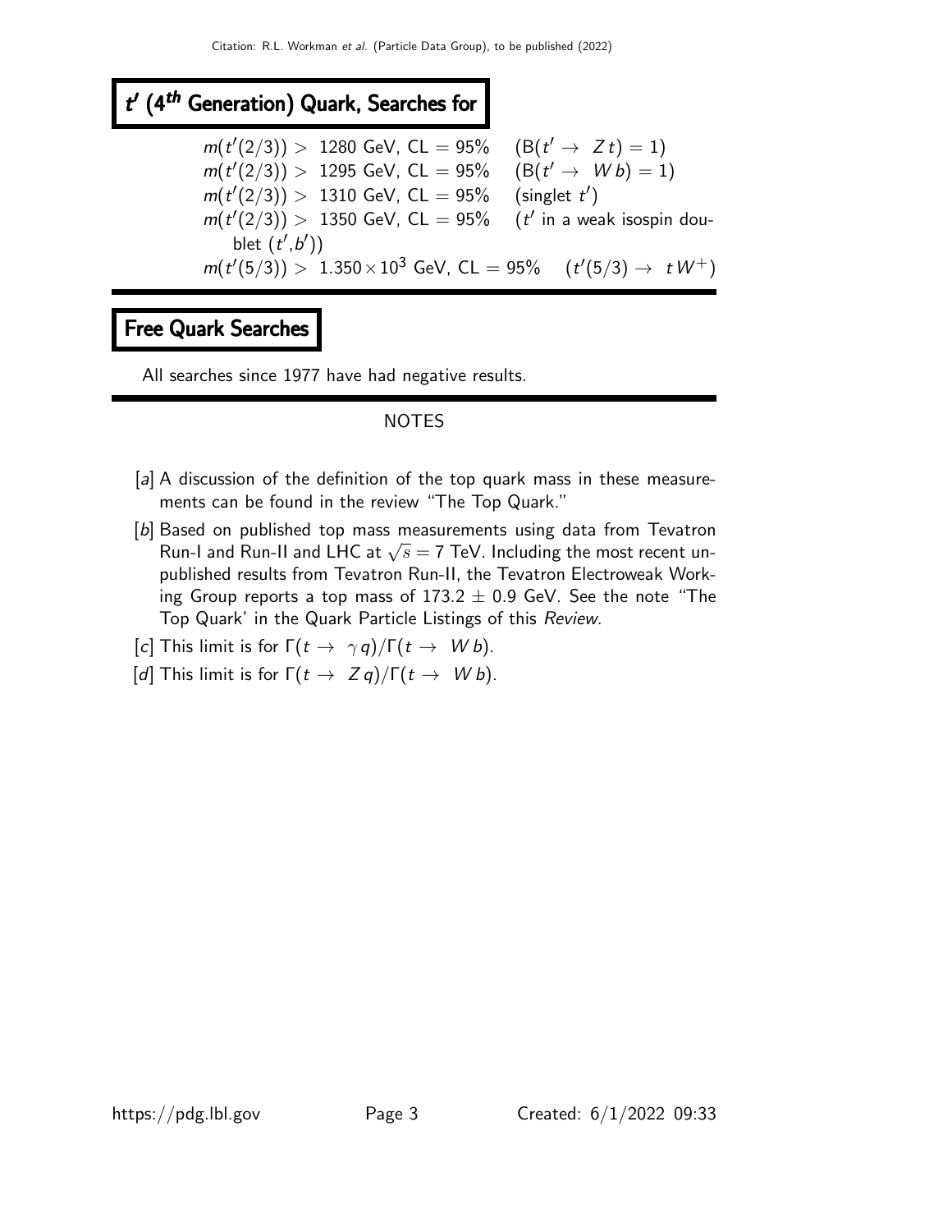## $t'$ ($4^{th}$ Generation) Quark, Searches for

$m(t'(2/3)) >$ 1280 GeV, CL = 95% $(B(t' \to Zt) = 1)$
$m(t'(2/3)) >$ 1295 GeV, CL = 95% $(B(t' \to Wb) = 1)$
$m(t'(2/3)) >$ 1310 GeV, CL = 95% (singlet $t'$)
$m(t'(2/3)) >$ 1350 GeV, CL = 95% ($t'$ in a weak isospin doublet $(t',b')$)
$m(t'(5/3)) >$ $1.350 \times 10^3$ GeV, CL = 95% $(t'(5/3) \to tW^+)$

## Free Quark Searches

All searches since 1977 have had negative results.

NOTES

[a] A discussion of the definition of the top quark mass in these measurements can be found in the review "The Top Quark."

[b] Based on published top mass measurements using data from Tevatron Run-I and Run-II and LHC at $\sqrt{s} = 7$ TeV. Including the most recent unpublished results from Tevatron Run-II, the Tevatron Electroweak Working Group reports a top mass of $173.2 \pm 0.9$ GeV. See the note "The Top Quark' in the Quark Particle Listings of this *Review*.

[c] This limit is for $\Gamma(t \to \gamma q)/\Gamma(t \to Wb)$.

[d] This limit is for $\Gamma(t \to Zq)/\Gamma(t \to Wb)$.